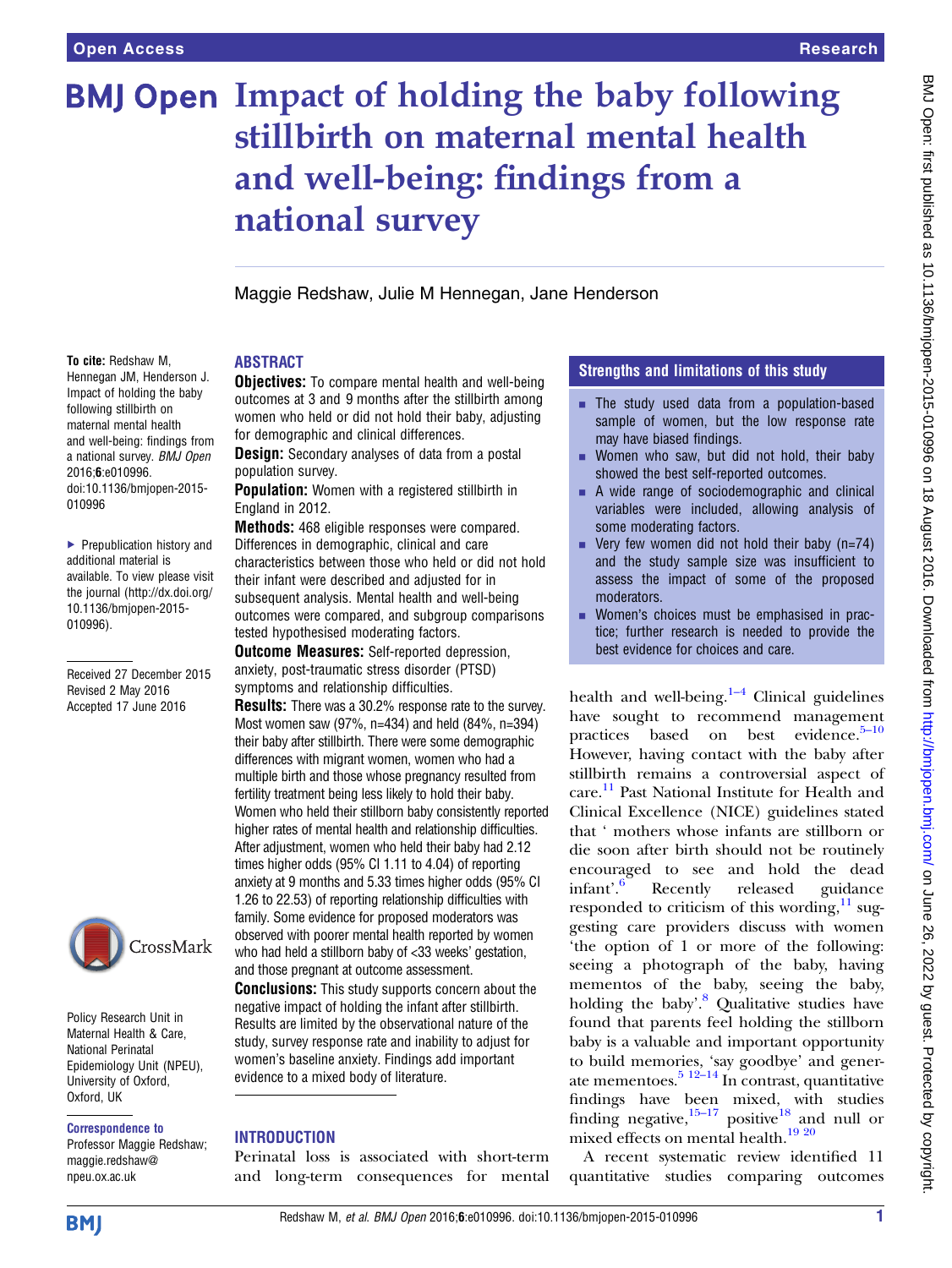# Impact of holding the baby following stillbirth on maternal mental health and well-being: findings from a national survey

Maggie Redshaw, Julie M Hennegan, Jane Henderson

**To cite:** Redshaw M, Hennegan JM, Henderson J. Impact of holding the baby following stillbirth on maternal mental health and well-being: findings from a national survey. *BMJ Open* 2016;**6**:e010996. doi:10.1136/bmjopen-2015-010996

▶ Prepublication history and additional material is available. To view please visit the journal (http://dx.doi.org/10.1136/bmjopen-2015-010996).

Received 27 December 2015
Revised 2 May 2016
Accepted 17 June 2016

Policy Research Unit in Maternal Health & Care, National Perinatal Epidemiology Unit (NPEU), University of Oxford, Oxford, UK

**Correspondence to**
Professor Maggie Redshaw; maggie.redshaw@npeu.ox.ac.uk

## ABSTRACT

**Objectives:** To compare mental health and well-being outcomes at 3 and 9 months after the stillbirth among women who held or did not hold their baby, adjusting for demographic and clinical differences.

**Design:** Secondary analyses of data from a postal population survey.

**Population:** Women with a registered stillbirth in England in 2012.

**Methods:** 468 eligible responses were compared. Differences in demographic, clinical and care characteristics between those who held or did not hold their infant were described and adjusted for in subsequent analysis. Mental health and well-being outcomes were compared, and subgroup comparisons tested hypothesised moderating factors.

**Outcome Measures:** Self-reported depression, anxiety, post-traumatic stress disorder (PTSD) symptoms and relationship difficulties.

**Results:** There was a 30.2% response rate to the survey. Most women saw (97%, n=434) and held (84%, n=394) their baby after stillbirth. There were some demographic differences with migrant women, women who had a multiple birth and those whose pregnancy resulted from fertility treatment being less likely to hold their baby. Women who held their stillborn baby consistently reported higher rates of mental health and relationship difficulties. After adjustment, women who held their baby had 2.12 times higher odds (95% CI 1.11 to 4.04) of reporting anxiety at 9 months and 5.33 times higher odds (95% CI 1.26 to 22.53) of reporting relationship difficulties with family. Some evidence for proposed moderators was observed with poorer mental health reported by women who had held a stillborn baby of <33 weeks' gestation, and those pregnant at outcome assessment.

**Conclusions:** This study supports concern about the negative impact of holding the infant after stillbirth. Results are limited by the observational nature of the study, survey response rate and inability to adjust for women's baseline anxiety. Findings add important evidence to a mixed body of literature.

### Strengths and limitations of this study

- The study used data from a population-based sample of women, but the low response rate may have biased findings.
- Women who saw, but did not hold, their baby showed the best self-reported outcomes.
- A wide range of sociodemographic and clinical variables were included, allowing analysis of some moderating factors.
- Very few women did not hold their baby (n=74) and the study sample size was insufficient to assess the impact of some of the proposed moderators.
- Women's choices must be emphasised in practice; further research is needed to provide the best evidence for choices and care.

## INTRODUCTION

Perinatal loss is associated with short-term and long-term consequences for mental health and well-being.[1–4] Clinical guidelines have sought to recommend management practices based on best evidence.[5–10] However, having contact with the baby after stillbirth remains a controversial aspect of care.[11] Past National Institute for Health and Clinical Excellence (NICE) guidelines stated that ' mothers whose infants are stillborn or die soon after birth should not be routinely encouraged to see and hold the dead infant'.[6] Recently released guidance responded to criticism of this wording,[11] suggesting care providers discuss with women 'the option of 1 or more of the following: seeing a photograph of the baby, having mementos of the baby, seeing the baby, holding the baby'.[8] Qualitative studies have found that parents feel holding the stillborn baby is a valuable and important opportunity to build memories, 'say goodbye' and generate mementoes.[5 12–14] In contrast, quantitative findings have been mixed, with studies finding negative,[15–17] positive[18] and null or mixed effects on mental health.[19 20]

A recent systematic review identified 11 quantitative studies comparing outcomes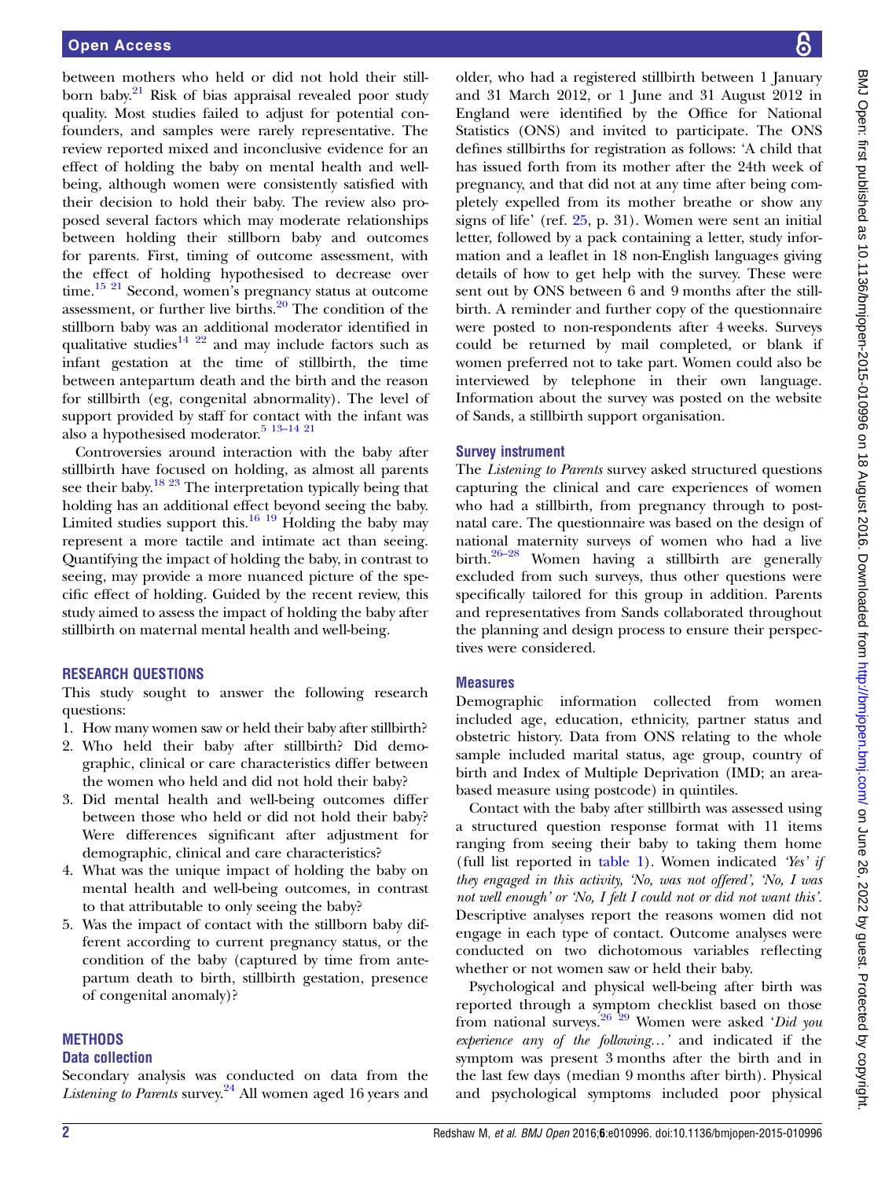between mothers who held or did not hold their stillborn baby.[21] Risk of bias appraisal revealed poor study quality. Most studies failed to adjust for potential confounders, and samples were rarely representative. The review reported mixed and inconclusive evidence for an effect of holding the baby on mental health and well-being, although women were consistently satisfied with their decision to hold their baby. The review also proposed several factors which may moderate relationships between holding their stillborn baby and outcomes for parents. First, timing of outcome assessment, with the effect of holding hypothesised to decrease over time.[15 21] Second, women's pregnancy status at outcome assessment, or further live births.[20] The condition of the stillborn baby was an additional moderator identified in qualitative studies[14 22] and may include factors such as infant gestation at the time of stillbirth, the time between antepartum death and the birth and the reason for stillbirth (eg, congenital abnormality). The level of support provided by staff for contact with the infant was also a hypothesised moderator.[5 13–14 21]

Controversies around interaction with the baby after stillbirth have focused on holding, as almost all parents see their baby.[18 23] The interpretation typically being that holding has an additional effect beyond seeing the baby. Limited studies support this.[16 19] Holding the baby may represent a more tactile and intimate act than seeing. Quantifying the impact of holding the baby, in contrast to seeing, may provide a more nuanced picture of the specific effect of holding. Guided by the recent review, this study aimed to assess the impact of holding the baby after stillbirth on maternal mental health and well-being.

## RESEARCH QUESTIONS

This study sought to answer the following research questions:

1. How many women saw or held their baby after stillbirth?
2. Who held their baby after stillbirth? Did demographic, clinical or care characteristics differ between the women who held and did not hold their baby?
3. Did mental health and well-being outcomes differ between those who held or did not hold their baby? Were differences significant after adjustment for demographic, clinical and care characteristics?
4. What was the unique impact of holding the baby on mental health and well-being outcomes, in contrast to that attributable to only seeing the baby?
5. Was the impact of contact with the stillborn baby different according to current pregnancy status, or the condition of the baby (captured by time from antepartum death to birth, stillbirth gestation, presence of congenital anomaly)?

## METHODS

### Data collection

Secondary analysis was conducted on data from the *Listening to Parents* survey.[24] All women aged 16 years and older, who had a registered stillbirth between 1 January and 31 March 2012, or 1 June and 31 August 2012 in England were identified by the Office for National Statistics (ONS) and invited to participate. The ONS defines stillbirths for registration as follows: 'A child that has issued forth from its mother after the 24th week of pregnancy, and that did not at any time after being completely expelled from its mother breathe or show any signs of life' (ref. 25, p. 31). Women were sent an initial letter, followed by a pack containing a letter, study information and a leaflet in 18 non-English languages giving details of how to get help with the survey. These were sent out by ONS between 6 and 9 months after the stillbirth. A reminder and further copy of the questionnaire were posted to non-respondents after 4 weeks. Surveys could be returned by mail completed, or blank if women preferred not to take part. Women could also be interviewed by telephone in their own language. Information about the survey was posted on the website of Sands, a stillbirth support organisation.

### Survey instrument

The *Listening to Parents* survey asked structured questions capturing the clinical and care experiences of women who had a stillbirth, from pregnancy through to postnatal care. The questionnaire was based on the design of national maternity surveys of women who had a live birth.[26–28] Women having a stillbirth are generally excluded from such surveys, thus other questions were specifically tailored for this group in addition. Parents and representatives from Sands collaborated throughout the planning and design process to ensure their perspectives were considered.

### Measures

Demographic information collected from women included age, education, ethnicity, partner status and obstetric history. Data from ONS relating to the whole sample included marital status, age group, country of birth and Index of Multiple Deprivation (IMD; an area-based measure using postcode) in quintiles.

Contact with the baby after stillbirth was assessed using a structured question response format with 11 items ranging from seeing their baby to taking them home (full list reported in table 1). Women indicated *'Yes' if they engaged in this activity, 'No, was not offered', 'No, I was not well enough' or 'No, I felt I could not or did not want this'.* Descriptive analyses report the reasons women did not engage in each type of contact. Outcome analyses were conducted on two dichotomous variables reflecting whether or not women saw or held their baby.

Psychological and physical well-being after birth was reported through a symptom checklist based on those from national surveys.[26 29] Women were asked '*Did you experience any of the following…*' and indicated if the symptom was present 3 months after the birth and in the last few days (median 9 months after birth). Physical and psychological symptoms included poor physical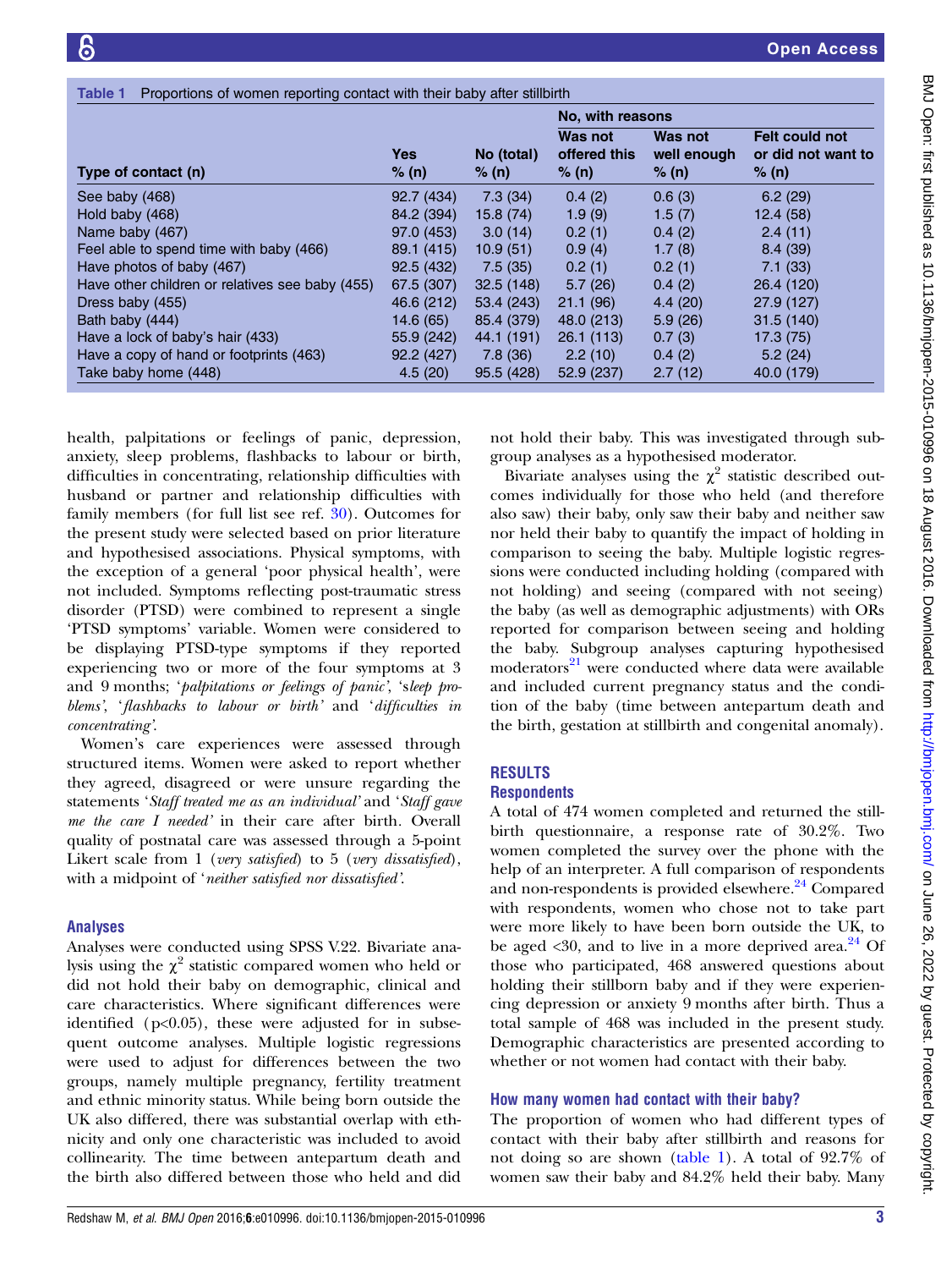Table 1 Proportions of women reporting contact with their baby after stillbirth

| Type of contact (n) | Yes % (n) | No (total) % (n) | No, with reasons: Was not offered this % (n) | Was not well enough % (n) | Felt could not or did not want to % (n) |
|---|---|---|---|---|---|
| See baby (468) | 92.7 (434) | 7.3 (34) | 0.4 (2) | 0.6 (3) | 6.2 (29) |
| Hold baby (468) | 84.2 (394) | 15.8 (74) | 1.9 (9) | 1.5 (7) | 12.4 (58) |
| Name baby (467) | 97.0 (453) | 3.0 (14) | 0.2 (1) | 0.4 (2) | 2.4 (11) |
| Feel able to spend time with baby (466) | 89.1 (415) | 10.9 (51) | 0.9 (4) | 1.7 (8) | 8.4 (39) |
| Have photos of baby (467) | 92.5 (432) | 7.5 (35) | 0.2 (1) | 0.2 (1) | 7.1 (33) |
| Have other children or relatives see baby (455) | 67.5 (307) | 32.5 (148) | 5.7 (26) | 0.4 (2) | 26.4 (120) |
| Dress baby (455) | 46.6 (212) | 53.4 (243) | 21.1 (96) | 4.4 (20) | 27.9 (127) |
| Bath baby (444) | 14.6 (65) | 85.4 (379) | 48.0 (213) | 5.9 (26) | 31.5 (140) |
| Have a lock of baby's hair (433) | 55.9 (242) | 44.1 (191) | 26.1 (113) | 0.7 (3) | 17.3 (75) |
| Have a copy of hand or footprints (463) | 92.2 (427) | 7.8 (36) | 2.2 (10) | 0.4 (2) | 5.2 (24) |
| Take baby home (448) | 4.5 (20) | 95.5 (428) | 52.9 (237) | 2.7 (12) | 40.0 (179) |

health, palpitations or feelings of panic, depression, anxiety, sleep problems, flashbacks to labour or birth, difficulties in concentrating, relationship difficulties with husband or partner and relationship difficulties with family members (for full list see ref. 30). Outcomes for the present study were selected based on prior literature and hypothesised associations. Physical symptoms, with the exception of a general 'poor physical health', were not included. Symptoms reflecting post-traumatic stress disorder (PTSD) were combined to represent a single 'PTSD symptoms' variable. Women were considered to be displaying PTSD-type symptoms if they reported experiencing two or more of the four symptoms at 3 and 9 months; '*palpitations or feelings of panic*', '*sleep problems*', '*flashbacks to labour or birth*' and '*difficulties in concentrating*'.

Women's care experiences were assessed through structured items. Women were asked to report whether they agreed, disagreed or were unsure regarding the statements '*Staff treated me as an individual*' and '*Staff gave me the care I needed*' in their care after birth. Overall quality of postnatal care was assessed through a 5-point Likert scale from 1 (*very satisfied*) to 5 (*very dissatisfied*), with a midpoint of '*neither satisfied nor dissatisfied*'.

### Analyses

Analyses were conducted using SPSS V.22. Bivariate analysis using the $\chi^2$ statistic compared women who held or did not hold their baby on demographic, clinical and care characteristics. Where significant differences were identified ($p<0.05$), these were adjusted for in subsequent outcome analyses. Multiple logistic regressions were used to adjust for differences between the two groups, namely multiple pregnancy, fertility treatment and ethnic minority status. While being born outside the UK also differed, there was substantial overlap with ethnicity and only one characteristic was included to avoid collinearity. The time between antepartum death and the birth also differed between those who held and did not hold their baby. This was investigated through subgroup analyses as a hypothesised moderator.

Bivariate analyses using the $\chi^2$ statistic described outcomes individually for those who held (and therefore also saw) their baby, only saw their baby and neither saw nor held their baby to quantify the impact of holding in comparison to seeing the baby. Multiple logistic regressions were conducted including holding (compared with not holding) and seeing (compared with not seeing) the baby (as well as demographic adjustments) with ORs reported for comparison between seeing and holding the baby. Subgroup analyses capturing hypothesised moderators[21] were conducted where data were available and included current pregnancy status and the condition of the baby (time between antepartum death and the birth, gestation at stillbirth and congenital anomaly).

## RESULTS

### Respondents

A total of 474 women completed and returned the stillbirth questionnaire, a response rate of 30.2%. Two women completed the survey over the phone with the help of an interpreter. A full comparison of respondents and non-respondents is provided elsewhere.[24] Compared with respondents, women who chose not to take part were more likely to have been born outside the UK, to be aged <30, and to live in a more deprived area.[24] Of those who participated, 468 answered questions about holding their stillborn baby and if they were experiencing depression or anxiety 9 months after birth. Thus a total sample of 468 was included in the present study. Demographic characteristics are presented according to whether or not women had contact with their baby.

### How many women had contact with their baby?

The proportion of women who had different types of contact with their baby after stillbirth and reasons for not doing so are shown (table 1). A total of 92.7% of women saw their baby and 84.2% held their baby. Many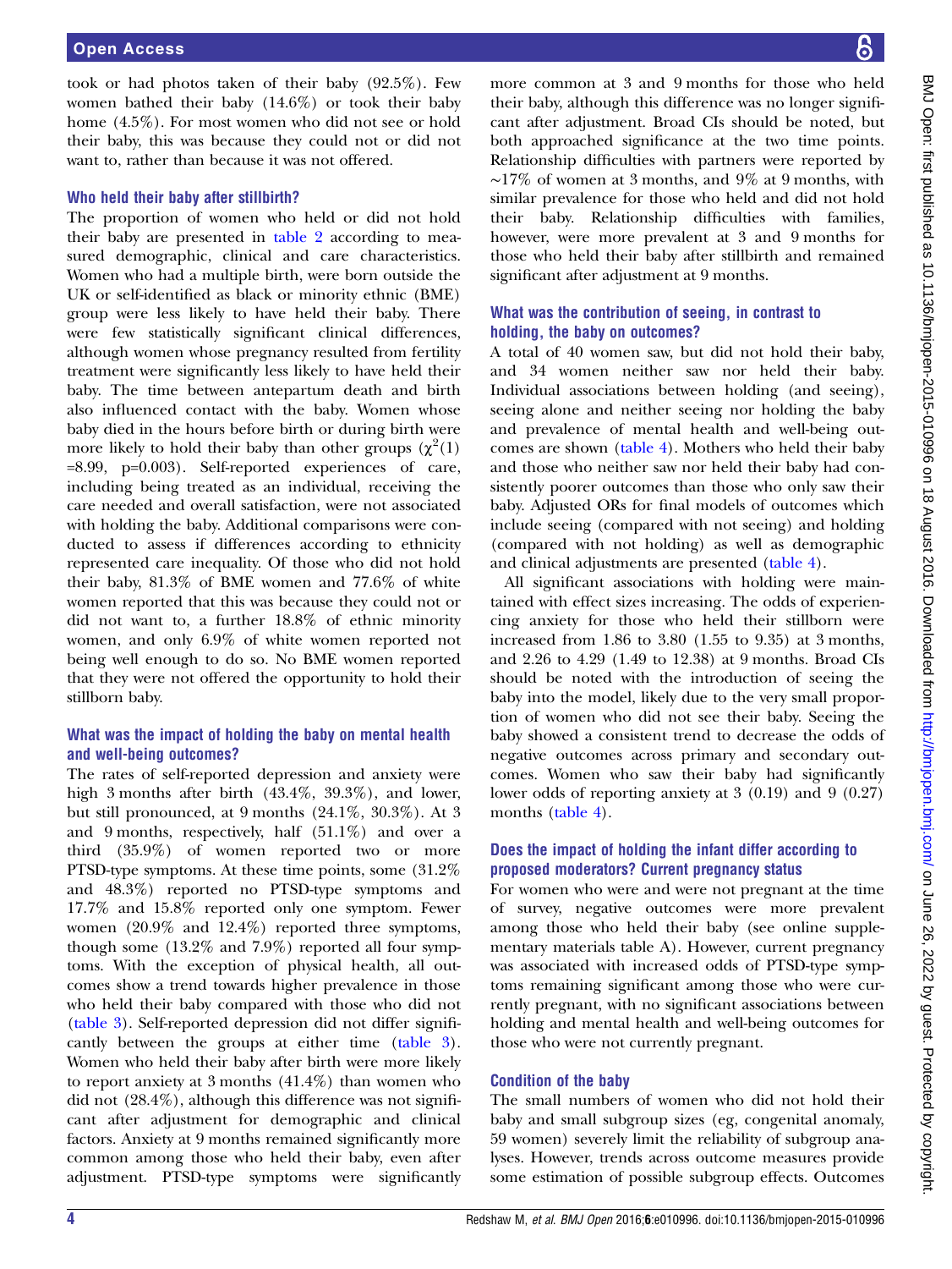took or had photos taken of their baby (92.5%). Few women bathed their baby (14.6%) or took their baby home (4.5%). For most women who did not see or hold their baby, this was because they could not or did not want to, rather than because it was not offered.

### Who held their baby after stillbirth?

The proportion of women who held or did not hold their baby are presented in table 2 according to measured demographic, clinical and care characteristics. Women who had a multiple birth, were born outside the UK or self-identified as black or minority ethnic (BME) group were less likely to have held their baby. There were few statistically significant clinical differences, although women whose pregnancy resulted from fertility treatment were significantly less likely to have held their baby. The time between antepartum death and birth also influenced contact with the baby. Women whose baby died in the hours before birth or during birth were more likely to hold their baby than other groups ($\chi^2(1)$ =8.99, p=0.003). Self-reported experiences of care, including being treated as an individual, receiving the care needed and overall satisfaction, were not associated with holding the baby. Additional comparisons were conducted to assess if differences according to ethnicity represented care inequality. Of those who did not hold their baby, 81.3% of BME women and 77.6% of white women reported that this was because they could not or did not want to, a further 18.8% of ethnic minority women, and only 6.9% of white women reported not being well enough to do so. No BME women reported that they were not offered the opportunity to hold their stillborn baby.

### What was the impact of holding the baby on mental health and well-being outcomes?

The rates of self-reported depression and anxiety were high 3 months after birth (43.4%, 39.3%), and lower, but still pronounced, at 9 months (24.1%, 30.3%). At 3 and 9 months, respectively, half (51.1%) and over a third (35.9%) of women reported two or more PTSD-type symptoms. At these time points, some (31.2% and 48.3%) reported no PTSD-type symptoms and 17.7% and 15.8% reported only one symptom. Fewer women (20.9% and 12.4%) reported three symptoms, though some (13.2% and 7.9%) reported all four symptoms. With the exception of physical health, all outcomes show a trend towards higher prevalence in those who held their baby compared with those who did not (table 3). Self-reported depression did not differ significantly between the groups at either time (table 3). Women who held their baby after birth were more likely to report anxiety at 3 months (41.4%) than women who did not (28.4%), although this difference was not significant after adjustment for demographic and clinical factors. Anxiety at 9 months remained significantly more common among those who held their baby, even after adjustment. PTSD-type symptoms were significantly more common at 3 and 9 months for those who held their baby, although this difference was no longer significant after adjustment. Broad CIs should be noted, but both approached significance at the two time points. Relationship difficulties with partners were reported by ~17% of women at 3 months, and 9% at 9 months, with similar prevalence for those who held and did not hold their baby. Relationship difficulties with families, however, were more prevalent at 3 and 9 months for those who held their baby after stillbirth and remained significant after adjustment at 9 months.

### What was the contribution of seeing, in contrast to holding, the baby on outcomes?

A total of 40 women saw, but did not hold their baby, and 34 women neither saw nor held their baby. Individual associations between holding (and seeing), seeing alone and neither seeing nor holding the baby and prevalence of mental health and well-being outcomes are shown (table 4). Mothers who held their baby and those who neither saw nor held their baby had consistently poorer outcomes than those who only saw their baby. Adjusted ORs for final models of outcomes which include seeing (compared with not seeing) and holding (compared with not holding) as well as demographic and clinical adjustments are presented (table 4).

All significant associations with holding were maintained with effect sizes increasing. The odds of experiencing anxiety for those who held their stillborn were increased from 1.86 to 3.80 (1.55 to 9.35) at 3 months, and 2.26 to 4.29 (1.49 to 12.38) at 9 months. Broad CIs should be noted with the introduction of seeing the baby into the model, likely due to the very small proportion of women who did not see their baby. Seeing the baby showed a consistent trend to decrease the odds of negative outcomes across primary and secondary outcomes. Women who saw their baby had significantly lower odds of reporting anxiety at 3 (0.19) and 9 (0.27) months (table 4).

### Does the impact of holding the infant differ according to proposed moderators? Current pregnancy status

For women who were and were not pregnant at the time of survey, negative outcomes were more prevalent among those who held their baby (see online supplementary materials table A). However, current pregnancy was associated with increased odds of PTSD-type symptoms remaining significant among those who were currently pregnant, with no significant associations between holding and mental health and well-being outcomes for those who were not currently pregnant.

### Condition of the baby

The small numbers of women who did not hold their baby and small subgroup sizes (eg, congenital anomaly, 59 women) severely limit the reliability of subgroup analyses. However, trends across outcome measures provide some estimation of possible subgroup effects. Outcomes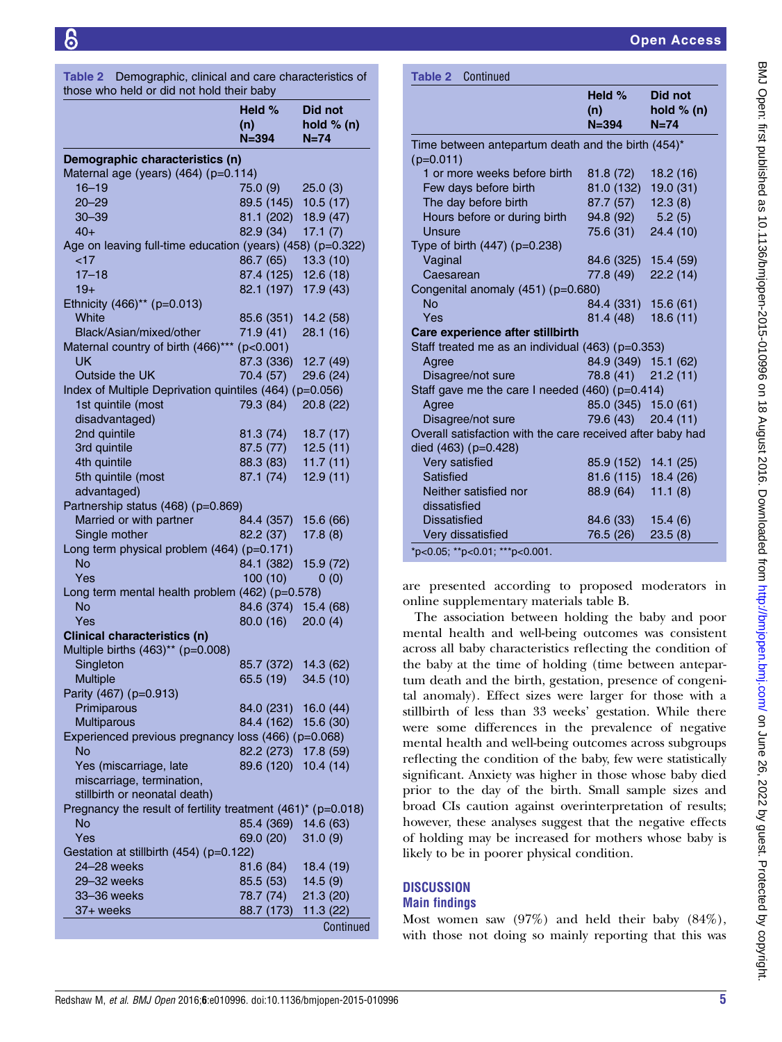**Table 2** Demographic, clinical and care characteristics of those who held or did not hold their baby

| | Held % (n) N=394 | Did not hold % (n) N=74 |
|---|---|---|
| **Demographic characteristics (n)** | | |
| Maternal age (years) (464) (p=0.114) | | |
| 16–19 | 75.0 (9) | 25.0 (3) |
| 20–29 | 89.5 (145) | 10.5 (17) |
| 30–39 | 81.1 (202) | 18.9 (47) |
| 40+ | 82.9 (34) | 17.1 (7) |
| Age on leaving full-time education (years) (458) (p=0.322) | | |
| <17 | 86.7 (65) | 13.3 (10) |
| 17–18 | 87.4 (125) | 12.6 (18) |
| 19+ | 82.1 (197) | 17.9 (43) |
| Ethnicity (466)** (p=0.013) | | |
| White | 85.6 (351) | 14.2 (58) |
| Black/Asian/mixed/other | 71.9 (41) | 28.1 (16) |
| Maternal country of birth (466)*** (p<0.001) | | |
| UK | 87.3 (336) | 12.7 (49) |
| Outside the UK | 70.4 (57) | 29.6 (24) |
| Index of Multiple Deprivation quintiles (464) (p=0.056) | | |
| 1st quintile (most disadvantaged) | 79.3 (84) | 20.8 (22) |
| 2nd quintile | 81.3 (74) | 18.7 (17) |
| 3rd quintile | 87.5 (77) | 12.5 (11) |
| 4th quintile | 88.3 (83) | 11.7 (11) |
| 5th quintile (most advantaged) | 87.1 (74) | 12.9 (11) |
| Partnership status (468) (p=0.869) | | |
| Married or with partner | 84.4 (357) | 15.6 (66) |
| Single mother | 82.2 (37) | 17.8 (8) |
| Long term physical problem (464) (p=0.171) | | |
| No | 84.1 (382) | 15.9 (72) |
| Yes | 100 (10) | 0 (0) |
| Long term mental health problem (462) (p=0.578) | | |
| No | 84.6 (374) | 15.4 (68) |
| Yes | 80.0 (16) | 20.0 (4) |
| **Clinical characteristics (n)** | | |
| Multiple births (463)** (p=0.008) | | |
| Singleton | 85.7 (372) | 14.3 (62) |
| Multiple | 65.5 (19) | 34.5 (10) |
| Parity (467) (p=0.913) | | |
| Primiparous | 84.0 (231) | 16.0 (44) |
| Multiparous | 84.4 (162) | 15.6 (30) |
| Experienced previous pregnancy loss (466) (p=0.068) | | |
| No | 82.2 (273) | 17.8 (59) |
| Yes (miscarriage, late miscarriage, termination, stillbirth or neonatal death) | 89.6 (120) | 10.4 (14) |
| Pregnancy the result of fertility treatment (461)* (p=0.018) | | |
| No | 85.4 (369) | 14.6 (63) |
| Yes | 69.0 (20) | 31.0 (9) |
| Gestation at stillbirth (454) (p=0.122) | | |
| 24–28 weeks | 81.6 (84) | 18.4 (19) |
| 29–32 weeks | 85.5 (53) | 14.5 (9) |
| 33–36 weeks | 78.7 (74) | 21.3 (20) |
| 37+ weeks | 88.7 (173) | 11.3 (22) |
| Time between antepartum death and the birth (454)* (p=0.011) | | |
| 1 or more weeks before birth | 81.8 (72) | 18.2 (16) |
| Few days before birth | 81.0 (132) | 19.0 (31) |
| The day before birth | 87.7 (57) | 12.3 (8) |
| Hours before or during birth | 94.8 (92) | 5.2 (5) |
| Unsure | 75.6 (31) | 24.4 (10) |
| Type of birth (447) (p=0.238) | | |
| Vaginal | 84.6 (325) | 15.4 (59) |
| Caesarean | 77.8 (49) | 22.2 (14) |
| Congenital anomaly (451) (p=0.680) | | |
| No | 84.4 (331) | 15.6 (61) |
| Yes | 81.4 (48) | 18.6 (11) |
| **Care experience after stillbirth** | | |
| Staff treated me as an individual (463) (p=0.353) | | |
| Agree | 84.9 (349) | 15.1 (62) |
| Disagree/not sure | 78.8 (41) | 21.2 (11) |
| Staff gave me the care I needed (460) (p=0.414) | | |
| Agree | 85.0 (345) | 15.0 (61) |
| Disagree/not sure | 79.6 (43) | 20.4 (11) |
| Overall satisfaction with the care received after baby had died (463) (p=0.428) | | |
| Very satisfied | 85.9 (152) | 14.1 (25) |
| Satisfied | 81.6 (115) | 18.4 (26) |
| Neither satisfied nor dissatisfied | 88.9 (64) | 11.1 (8) |
| Dissatisfied | 84.6 (33) | 15.4 (6) |
| Very dissatisfied | 76.5 (26) | 23.5 (8) |

*p<0.05; **p<0.01; ***p<0.001.

are presented according to proposed moderators in online supplementary materials table B.

The association between holding the baby and poor mental health and well-being outcomes was consistent across all baby characteristics reflecting the condition of the baby at the time of holding (time between antepartum death and the birth, gestation, presence of congenital anomaly). Effect sizes were larger for those with a stillbirth of less than 33 weeks' gestation. While there were some differences in the prevalence of negative mental health and well-being outcomes across subgroups reflecting the condition of the baby, few were statistically significant. Anxiety was higher in those whose baby died prior to the day of the birth. Small sample sizes and broad CIs caution against overinterpretation of results; however, these analyses suggest that the negative effects of holding may be increased for mothers whose baby is likely to be in poorer physical condition.

## DISCUSSION

### Main findings

Most women saw (97%) and held their baby (84%), with those not doing so mainly reporting that this was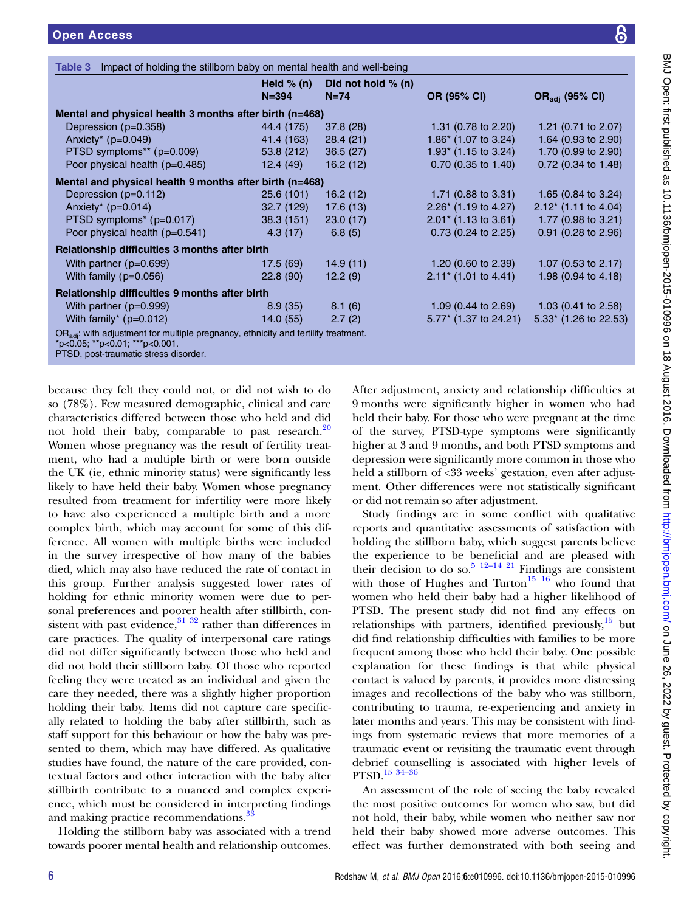**Table 3** Impact of holding the stillborn baby on mental health and well-being

| | Held % (n) N=394 | Did not hold % (n) N=74 | OR (95% CI) | $OR_{adj}$ (95% CI) |
|---|---|---|---|---|
| **Mental and physical health 3 months after birth (n=468)** | | | | |
| Depression (p=0.358) | 44.4 (175) | 37.8 (28) | 1.31 (0.78 to 2.20) | 1.21 (0.71 to 2.07) |
| Anxiety* (p=0.049) | 41.4 (163) | 28.4 (21) | 1.86* (1.07 to 3.24) | 1.64 (0.93 to 2.90) |
| PTSD symptoms** (p=0.009) | 53.8 (212) | 36.5 (27) | 1.93* (1.15 to 3.24) | 1.70 (0.99 to 2.90) |
| Poor physical health (p=0.485) | 12.4 (49) | 16.2 (12) | 0.70 (0.35 to 1.40) | 0.72 (0.34 to 1.48) |
| **Mental and physical health 9 months after birth (n=468)** | | | | |
| Depression (p=0.112) | 25.6 (101) | 16.2 (12) | 1.71 (0.88 to 3.31) | 1.65 (0.84 to 3.24) |
| Anxiety* (p=0.014) | 32.7 (129) | 17.6 (13) | 2.26* (1.19 to 4.27) | 2.12* (1.11 to 4.04) |
| PTSD symptoms* (p=0.017) | 38.3 (151) | 23.0 (17) | 2.01* (1.13 to 3.61) | 1.77 (0.98 to 3.21) |
| Poor physical health (p=0.541) | 4.3 (17) | 6.8 (5) | 0.73 (0.24 to 2.25) | 0.91 (0.28 to 2.96) |
| **Relationship difficulties 3 months after birth** | | | | |
| With partner (p=0.699) | 17.5 (69) | 14.9 (11) | 1.20 (0.60 to 2.39) | 1.07 (0.53 to 2.17) |
| With family (p=0.056) | 22.8 (90) | 12.2 (9) | 2.11* (1.01 to 4.41) | 1.98 (0.94 to 4.18) |
| **Relationship difficulties 9 months after birth** | | | | |
| With partner (p=0.999) | 8.9 (35) | 8.1 (6) | 1.09 (0.44 to 2.69) | 1.03 (0.41 to 2.58) |
| With family* (p=0.012) | 14.0 (55) | 2.7 (2) | 5.77* (1.37 to 24.21) | 5.33* (1.26 to 22.53) |

$OR_{adj}$: with adjustment for multiple pregnancy, ethnicity and fertility treatment.
*p<0.05; **p<0.01; ***p<0.001.
PTSD, post-traumatic stress disorder.

because they felt they could not, or did not wish to do so (78%). Few measured demographic, clinical and care characteristics differed between those who held and did not hold their baby, comparable to past research.[20] Women whose pregnancy was the result of fertility treatment, who had a multiple birth or were born outside the UK (ie, ethnic minority status) were significantly less likely to have held their baby. Women whose pregnancy resulted from treatment for infertility were more likely to have also experienced a multiple birth and a more complex birth, which may account for some of this difference. All women with multiple births were included in the survey irrespective of how many of the babies died, which may also have reduced the rate of contact in this group. Further analysis suggested lower rates of holding for ethnic minority women were due to personal preferences and poorer health after stillbirth, consistent with past evidence,[31 32] rather than differences in care practices. The quality of interpersonal care ratings did not differ significantly between those who held and did not hold their stillborn baby. Of those who reported feeling they were treated as an individual and given the care they needed, there was a slightly higher proportion holding their baby. Items did not capture care specifically related to holding the baby after stillbirth, such as staff support for this behaviour or how the baby was presented to them, which may have differed. As qualitative studies have found, the nature of the care provided, contextual factors and other interaction with the baby after stillbirth contribute to a nuanced and complex experience, which must be considered in interpreting findings and making practice recommendations.[33]

Holding the stillborn baby was associated with a trend towards poorer mental health and relationship outcomes. After adjustment, anxiety and relationship difficulties at 9 months were significantly higher in women who had held their baby. For those who were pregnant at the time of the survey, PTSD-type symptoms were significantly higher at 3 and 9 months, and both PTSD symptoms and depression were significantly more common in those who held a stillborn of <33 weeks' gestation, even after adjustment. Other differences were not statistically significant or did not remain so after adjustment.

Study findings are in some conflict with qualitative reports and quantitative assessments of satisfaction with holding the stillborn baby, which suggest parents believe the experience to be beneficial and are pleased with their decision to do so.[5 12–14 21] Findings are consistent with those of Hughes and Turton[15 16] who found that women who held their baby had a higher likelihood of PTSD. The present study did not find any effects on relationships with partners, identified previously,[15] but did find relationship difficulties with families to be more frequent among those who held their baby. One possible explanation for these findings is that while physical contact is valued by parents, it provides more distressing images and recollections of the baby who was stillborn, contributing to trauma, re-experiencing and anxiety in later months and years. This may be consistent with findings from systematic reviews that more memories of a traumatic event or revisiting the traumatic event through debrief counselling is associated with higher levels of PTSD.[15 34–36]

An assessment of the role of seeing the baby revealed the most positive outcomes for women who saw, but did not hold, their baby, while women who neither saw nor held their baby showed more adverse outcomes. This effect was further demonstrated with both seeing and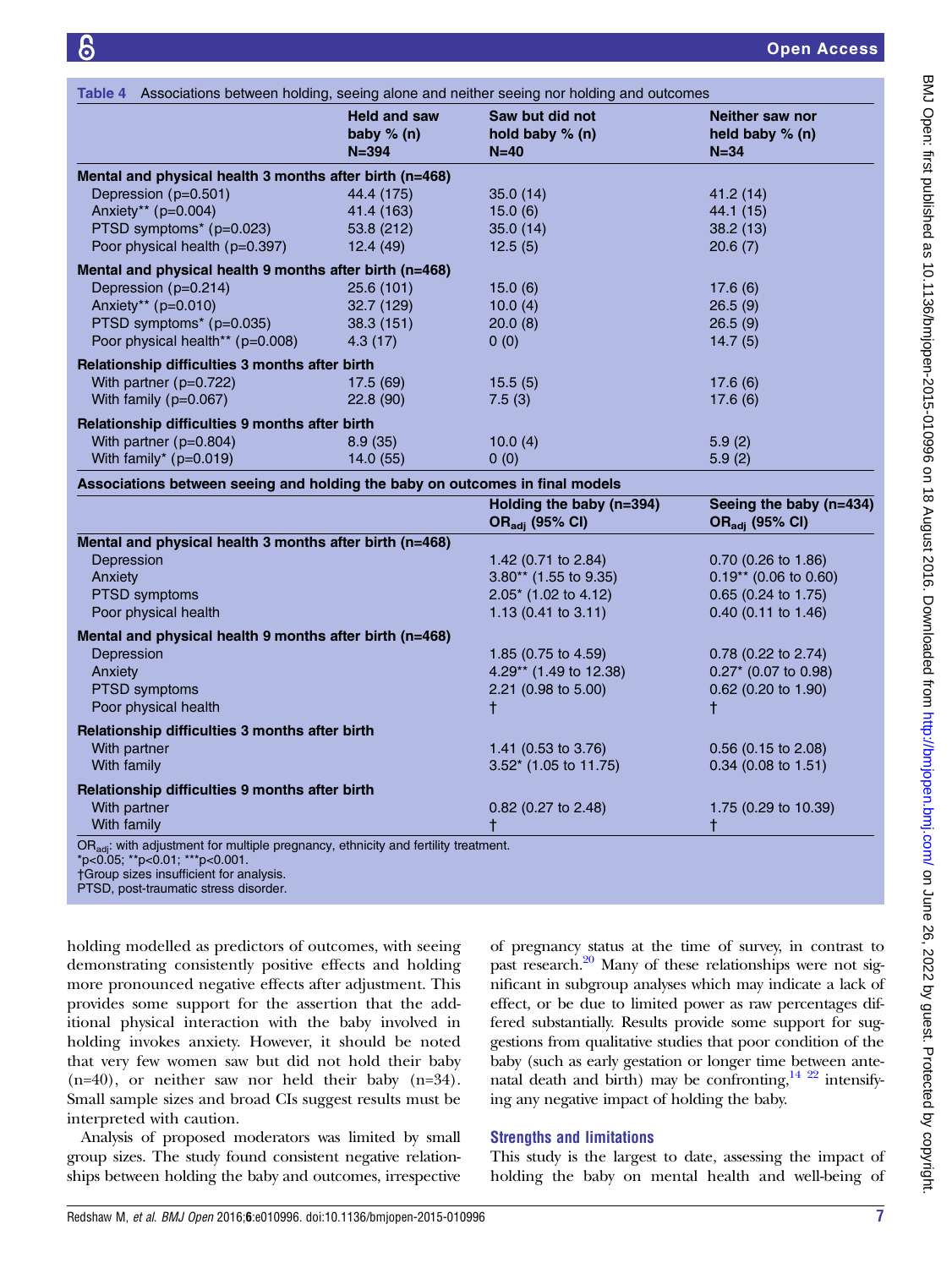**Table 4** Associations between holding, seeing alone and neither seeing nor holding and outcomes

| | Held and saw baby % (n) N=394 | Saw but did not hold baby % (n) N=40 | Neither saw nor held baby % (n) N=34 |
|---|---|---|---|
| **Mental and physical health 3 months after birth (n=468)** | | | |
| Depression (p=0.501) | 44.4 (175) | 35.0 (14) | 41.2 (14) |
| Anxiety** (p=0.004) | 41.4 (163) | 15.0 (6) | 44.1 (15) |
| PTSD symptoms* (p=0.023) | 53.8 (212) | 35.0 (14) | 38.2 (13) |
| Poor physical health (p=0.397) | 12.4 (49) | 12.5 (5) | 20.6 (7) |
| **Mental and physical health 9 months after birth (n=468)** | | | |
| Depression (p=0.214) | 25.6 (101) | 15.0 (6) | 17.6 (6) |
| Anxiety** (p=0.010) | 32.7 (129) | 10.0 (4) | 26.5 (9) |
| PTSD symptoms* (p=0.035) | 38.3 (151) | 20.0 (8) | 26.5 (9) |
| Poor physical health** (p=0.008) | 4.3 (17) | 0 (0) | 14.7 (5) |
| **Relationship difficulties 3 months after birth** | | | |
| With partner (p=0.722) | 17.5 (69) | 15.5 (5) | 17.6 (6) |
| With family (p=0.067) | 22.8 (90) | 7.5 (3) | 17.6 (6) |
| **Relationship difficulties 9 months after birth** | | | |
| With partner (p=0.804) | 8.9 (35) | 10.0 (4) | 5.9 (2) |
| With family* (p=0.019) | 14.0 (55) | 0 (0) | 5.9 (2) |
| **Associations between seeing and holding the baby on outcomes in final models** | | | |
| | | Holding the baby (n=394) $OR_{adj}$ (95% CI) | Seeing the baby (n=434) $OR_{adj}$ (95% CI) |
| **Mental and physical health 3 months after birth (n=468)** | | | |
| Depression | | 1.42 (0.71 to 2.84) | 0.70 (0.26 to 1.86) |
| Anxiety | | 3.80** (1.55 to 9.35) | 0.19** (0.06 to 0.60) |
| PTSD symptoms | | 2.05* (1.02 to 4.12) | 0.65 (0.24 to 1.75) |
| Poor physical health | | 1.13 (0.41 to 3.11) | 0.40 (0.11 to 1.46) |
| **Mental and physical health 9 months after birth (n=468)** | | | |
| Depression | | 1.85 (0.75 to 4.59) | 0.78 (0.22 to 2.74) |
| Anxiety | | 4.29** (1.49 to 12.38) | 0.27* (0.07 to 0.98) |
| PTSD symptoms | | 2.21 (0.98 to 5.00) | 0.62 (0.20 to 1.90) |
| Poor physical health | | † | † |
| **Relationship difficulties 3 months after birth** | | | |
| With partner | | 1.41 (0.53 to 3.76) | 0.56 (0.15 to 2.08) |
| With family | | 3.52* (1.05 to 11.75) | 0.34 (0.08 to 1.51) |
| **Relationship difficulties 9 months after birth** | | | |
| With partner | | 0.82 (0.27 to 2.48) | 1.75 (0.29 to 10.39) |
| With family | | † | † |

$OR_{adj}$: with adjustment for multiple pregnancy, ethnicity and fertility treatment.
*p<0.05; **p<0.01; ***p<0.001.
†Group sizes insufficient for analysis.
PTSD, post-traumatic stress disorder.

holding modelled as predictors of outcomes, with seeing demonstrating consistently positive effects and holding more pronounced negative effects after adjustment. This provides some support for the assertion that the additional physical interaction with the baby involved in holding invokes anxiety. However, it should be noted that very few women saw but did not hold their baby (n=40), or neither saw nor held their baby (n=34). Small sample sizes and broad CIs suggest results must be interpreted with caution.

Analysis of proposed moderators was limited by small group sizes. The study found consistent negative relationships between holding the baby and outcomes, irrespective of pregnancy status at the time of survey, in contrast to past research.[20] Many of these relationships were not significant in subgroup analyses which may indicate a lack of effect, or be due to limited power as raw percentages differed substantially. Results provide some support for suggestions from qualitative studies that poor condition of the baby (such as early gestation or longer time between antenatal death and birth) may be confronting,[14 22] intensifying any negative impact of holding the baby.

## Strengths and limitations

This study is the largest to date, assessing the impact of holding the baby on mental health and well-being of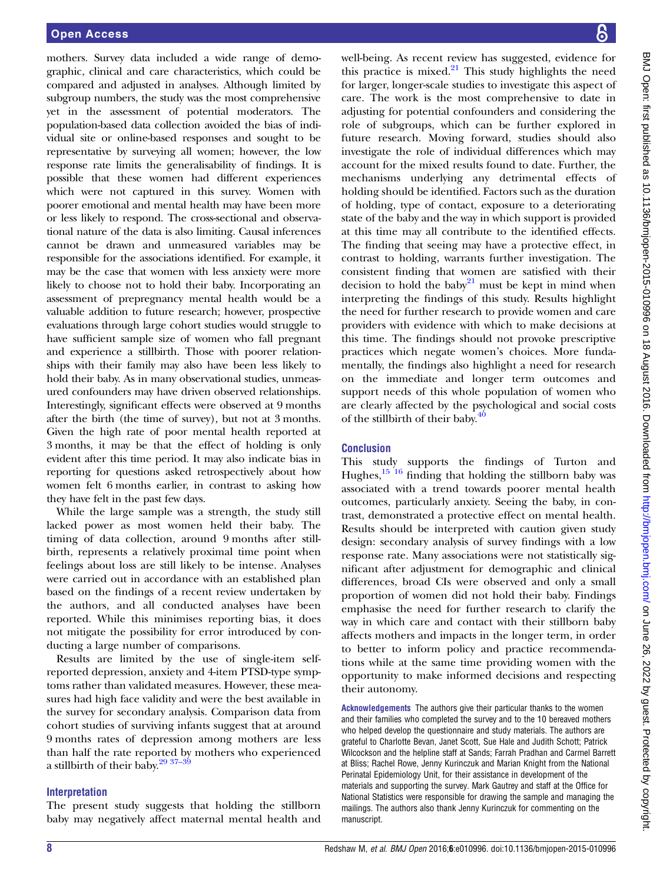mothers. Survey data included a wide range of demographic, clinical and care characteristics, which could be compared and adjusted in analyses. Although limited by subgroup numbers, the study was the most comprehensive yet in the assessment of potential moderators. The population-based data collection avoided the bias of individual site or online-based responses and sought to be representative by surveying all women; however, the low response rate limits the generalisability of findings. It is possible that these women had different experiences which were not captured in this survey. Women with poorer emotional and mental health may have been more or less likely to respond. The cross-sectional and observational nature of the data is also limiting. Causal inferences cannot be drawn and unmeasured variables may be responsible for the associations identified. For example, it may be the case that women with less anxiety were more likely to choose not to hold their baby. Incorporating an assessment of prepregnancy mental health would be a valuable addition to future research; however, prospective evaluations through large cohort studies would struggle to have sufficient sample size of women who fall pregnant and experience a stillbirth. Those with poorer relationships with their family may also have been less likely to hold their baby. As in many observational studies, unmeasured confounders may have driven observed relationships. Interestingly, significant effects were observed at 9 months after the birth (the time of survey), but not at 3 months. Given the high rate of poor mental health reported at 3 months, it may be that the effect of holding is only evident after this time period. It may also indicate bias in reporting for questions asked retrospectively about how women felt 6 months earlier, in contrast to asking how they have felt in the past few days.

While the large sample was a strength, the study still lacked power as most women held their baby. The timing of data collection, around 9 months after stillbirth, represents a relatively proximal time point when feelings about loss are still likely to be intense. Analyses were carried out in accordance with an established plan based on the findings of a recent review undertaken by the authors, and all conducted analyses have been reported. While this minimises reporting bias, it does not mitigate the possibility for error introduced by conducting a large number of comparisons.

Results are limited by the use of single-item self-reported depression, anxiety and 4-item PTSD-type symptoms rather than validated measures. However, these measures had high face validity and were the best available in the survey for secondary analysis. Comparison data from cohort studies of surviving infants suggest that at around 9 months rates of depression among mothers are less than half the rate reported by mothers who experienced a stillbirth of their baby.[29 37–39]

## Interpretation

The present study suggests that holding the stillborn baby may negatively affect maternal mental health and well-being. As recent review has suggested, evidence for this practice is mixed.[21] This study highlights the need for larger, longer-scale studies to investigate this aspect of care. The work is the most comprehensive to date in adjusting for potential confounders and considering the role of subgroups, which can be further explored in future research. Moving forward, studies should also investigate the role of individual differences which may account for the mixed results found to date. Further, the mechanisms underlying any detrimental effects of holding should be identified. Factors such as the duration of holding, type of contact, exposure to a deteriorating state of the baby and the way in which support is provided at this time may all contribute to the identified effects. The finding that seeing may have a protective effect, in contrast to holding, warrants further investigation. The consistent finding that women are satisfied with their decision to hold the baby[21] must be kept in mind when interpreting the findings of this study. Results highlight the need for further research to provide women and care providers with evidence with which to make decisions at this time. The findings should not provoke prescriptive practices which negate women's choices. More fundamentally, the findings also highlight a need for research on the immediate and longer term outcomes and support needs of this whole population of women who are clearly affected by the psychological and social costs of the stillbirth of their baby.[40]

## Conclusion

This study supports the findings of Turton and Hughes,[15 16] finding that holding the stillborn baby was associated with a trend towards poorer mental health outcomes, particularly anxiety. Seeing the baby, in contrast, demonstrated a protective effect on mental health. Results should be interpreted with caution given study design: secondary analysis of survey findings with a low response rate. Many associations were not statistically significant after adjustment for demographic and clinical differences, broad CIs were observed and only a small proportion of women did not hold their baby. Findings emphasise the need for further research to clarify the way in which care and contact with their stillborn baby affects mothers and impacts in the longer term, in order to better to inform policy and practice recommendations while at the same time providing women with the opportunity to make informed decisions and respecting their autonomy.

**Acknowledgements** The authors give their particular thanks to the women and their families who completed the survey and to the 10 bereaved mothers who helped develop the questionnaire and study materials. The authors are grateful to Charlotte Bevan, Janet Scott, Sue Hale and Judith Schott; Patrick Wilcockson and the helpline staff at Sands; Farrah Pradhan and Carmel Barrett at Bliss; Rachel Rowe, Jenny Kurinczuk and Marian Knight from the National Perinatal Epidemiology Unit, for their assistance in development of the materials and supporting the survey. Mark Gautrey and staff at the Office for National Statistics were responsible for drawing the sample and managing the mailings. The authors also thank Jenny Kurinczuk for commenting on the manuscript.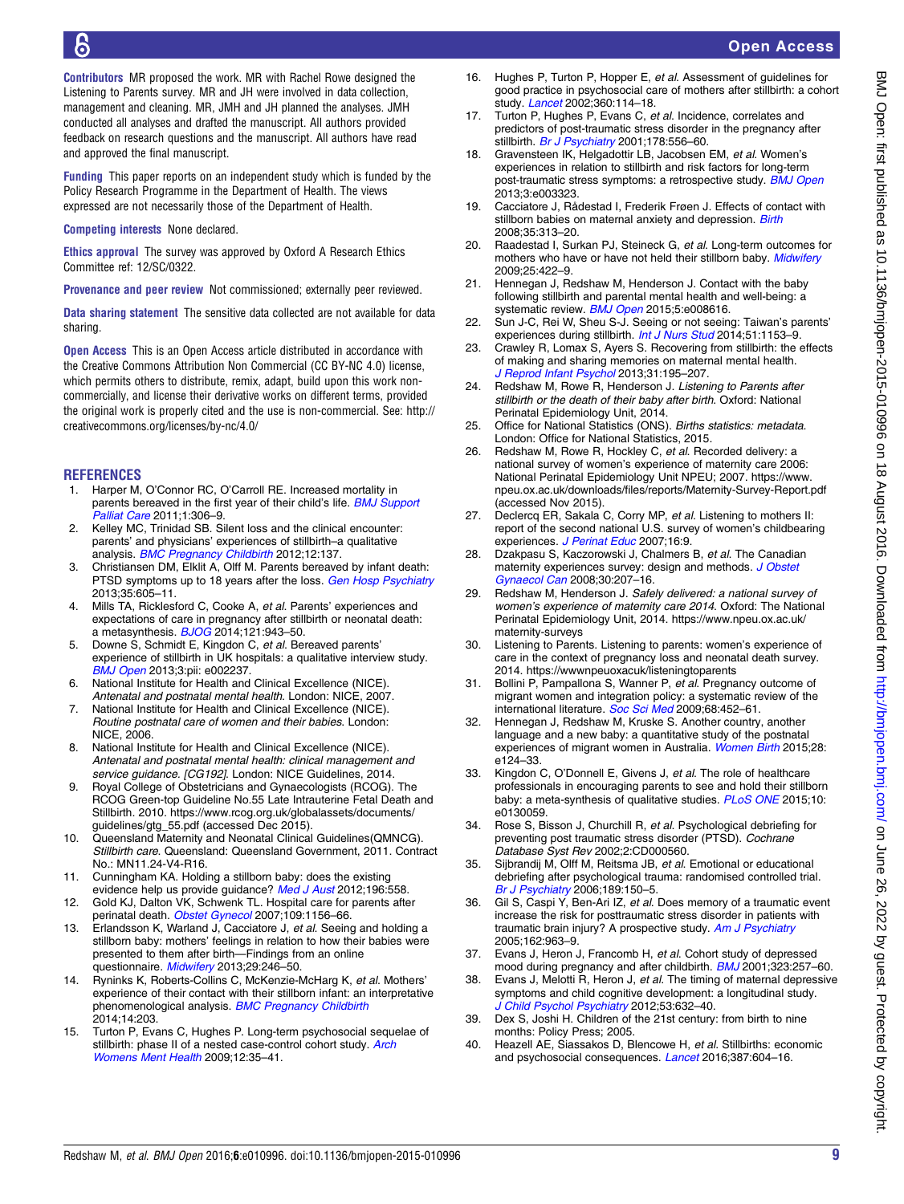**Contributors** MR proposed the work. MR with Rachel Rowe designed the Listening to Parents survey. MR and JH were involved in data collection, management and cleaning. MR, JMH and JH planned the analyses. JMH conducted all analyses and drafted the manuscript. All authors provided feedback on research questions and the manuscript. All authors have read and approved the final manuscript.

**Funding** This paper reports on an independent study which is funded by the Policy Research Programme in the Department of Health. The views expressed are not necessarily those of the Department of Health.

**Competing interests** None declared.

**Ethics approval** The survey was approved by Oxford A Research Ethics Committee ref: 12/SC/0322.

**Provenance and peer review** Not commissioned; externally peer reviewed.

**Data sharing statement** The sensitive data collected are not available for data sharing.

**Open Access** This is an Open Access article distributed in accordance with the Creative Commons Attribution Non Commercial (CC BY-NC 4.0) license, which permits others to distribute, remix, adapt, build upon this work non-commercially, and license their derivative works on different terms, provided the original work is properly cited and the use is non-commercial. See: http://creativecommons.org/licenses/by-nc/4.0/

## REFERENCES

1. Harper M, O'Connor RC, O'Carroll RE. Increased mortality in parents bereaved in the first year of their child's life. *BMJ Support Palliat Care* 2011;1:306–9.
2. Kelley MC, Trinidad SB. Silent loss and the clinical encounter: parents' and physicians' experiences of stillbirth–a qualitative analysis. *BMC Pregnancy Childbirth* 2012;12:137.
3. Christiansen DM, Elklit A, Olff M. Parents bereaved by infant death: PTSD symptoms up to 18 years after the loss. *Gen Hosp Psychiatry* 2013;35:605–11.
4. Mills TA, Ricklesford C, Cooke A, *et al.* Parents' experiences and expectations of care in pregnancy after stillbirth or neonatal death: a metasynthesis. *BJOG* 2014;121:943–50.
5. Downe S, Schmidt E, Kingdon C, *et al.* Bereaved parents' experience of stillbirth in UK hospitals: a qualitative interview study. *BMJ Open* 2013;3:pii: e002237.
6. National Institute for Health and Clinical Excellence (NICE). *Antenatal and postnatal mental health.* London: NICE, 2007.
7. National Institute for Health and Clinical Excellence (NICE). *Routine postnatal care of women and their babies.* London: NICE, 2006.
8. National Institute for Health and Clinical Excellence (NICE). *Antenatal and postnatal mental health: clinical management and service guidance. [CG192].* London: NICE Guidelines, 2014.
9. Royal College of Obstetricians and Gynaecologists (RCOG). The RCOG Green-top Guideline No.55 Late Intrauterine Fetal Death and Stillbirth. 2010. https://www.rcog.org.uk/globalassets/documents/guidelines/gtg_55.pdf (accessed Dec 2015).
10. Queensland Maternity and Neonatal Clinical Guidelines(QMNCG). *Stillbirth care.* Queensland: Queensland Government, 2011. Contract No.: MN11.24-V4-R16.
11. Cunningham KA. Holding a stillborn baby: does the existing evidence help us provide guidance? *Med J Aust* 2012;196:558.
12. Gold KJ, Dalton VK, Schwenk TL. Hospital care for parents after perinatal death. *Obstet Gynecol* 2007;109:1156–66.
13. Erlandsson K, Warland J, Cacciatore J, *et al.* Seeing and holding a stillborn baby: mothers' feelings in relation to how their babies were presented to them after birth—Findings from an online questionnaire. *Midwifery* 2013;29:246–50.
14. Ryninks K, Roberts-Collins C, McKenzie-McHarg K, *et al.* Mothers' experience of their contact with their stillborn infant: an interpretative phenomenological analysis. *BMC Pregnancy Childbirth* 2014;14:203.
15. Turton P, Evans C, Hughes P. Long-term psychosocial sequelae of stillbirth: phase II of a nested case-control cohort study. *Arch Womens Ment Health* 2009;12:35–41.
16. Hughes P, Turton P, Hopper E, *et al.* Assessment of guidelines for good practice in psychosocial care of mothers after stillbirth: a cohort study. *Lancet* 2002;360:114–18.
17. Turton P, Hughes P, Evans C, *et al.* Incidence, correlates and predictors of post-traumatic stress disorder in the pregnancy after stillbirth. *Br J Psychiatry* 2001;178:556–60.
18. Gravensteen IK, Helgadottir LB, Jacobsen EM, *et al.* Women's experiences in relation to stillbirth and risk factors for long-term post-traumatic stress symptoms: a retrospective study. *BMJ Open* 2013;3:e003323.
19. Cacciatore J, Rådestad I, Frederik Frøen J. Effects of contact with stillborn babies on maternal anxiety and depression. *Birth* 2008;35:313–20.
20. Raadestad I, Surkan PJ, Steineck G, *et al.* Long-term outcomes for mothers who have or have not held their stillborn baby. *Midwifery* 2009;25:422–9.
21. Hennegan J, Redshaw M, Henderson J. Contact with the baby following stillbirth and parental mental health and well-being: a systematic review. *BMJ Open* 2015;5:e008616.
22. Sun J-C, Rei W, Sheu S-J. Seeing or not seeing: Taiwan's parents' experiences during stillbirth. *Int J Nurs Stud* 2014;51:1153–9.
23. Crawley R, Lomax S, Ayers S. Recovering from stillbirth: the effects of making and sharing memories on maternal mental health. *J Reprod Infant Psychol* 2013;31:195–207.
24. Redshaw M, Rowe R, Henderson J. *Listening to Parents after stillbirth or the death of their baby after birth.* Oxford: National Perinatal Epidemiology Unit, 2014.
25. Office for National Statistics (ONS). *Births statistics: metadata.* London: Office for National Statistics, 2015.
26. Redshaw M, Rowe R, Hockley C, *et al.* Recorded delivery: a national survey of women's experience of maternity care 2006: National Perinatal Epidemiology Unit NPEU; 2007. https://www.npeu.ox.ac.uk/downloads/files/reports/Maternity-Survey-Report.pdf (accessed Nov 2015).
27. Declercq ER, Sakala C, Corry MP, *et al.* Listening to mothers II: report of the second national U.S. survey of women's childbearing experiences. *J Perinat Educ* 2007;16:9.
28. Dzakpasu S, Kaczorowski J, Chalmers B, *et al.* The Canadian maternity experiences survey: design and methods. *J Obstet Gynaecol Can* 2008;30:207–16.
29. Redshaw M, Henderson J. *Safely delivered: a national survey of women's experience of maternity care 2014.* Oxford: The National Perinatal Epidemiology Unit, 2014. https://www.npeu.ox.ac.uk/maternity-surveys
30. Listening to Parents. Listening to parents: women's experience of care in the context of pregnancy loss and neonatal death survey. 2014. https://wwwnpeuoxacuk/listeningtoparents
31. Bollini P, Pampallona S, Wanner P, *et al.* Pregnancy outcome of migrant women and integration policy: a systematic review of the international literature. *Soc Sci Med* 2009;68:452–61.
32. Hennegan J, Redshaw M, Kruske S. Another country, another language and a new baby: a quantitative study of the postnatal experiences of migrant women in Australia. *Women Birth* 2015;28:e124–33.
33. Kingdon C, O'Donnell E, Givens J, *et al.* The role of healthcare professionals in encouraging parents to see and hold their stillborn baby: a meta-synthesis of qualitative studies. *PLoS ONE* 2015;10:e0130059.
34. Rose S, Bisson J, Churchill R, *et al.* Psychological debriefing for preventing post traumatic stress disorder (PTSD). *Cochrane Database Syst Rev* 2002;2:CD000560.
35. Sijbrandij M, Olff M, Reitsma JB, *et al.* Emotional or educational debriefing after psychological trauma: randomised controlled trial. *Br J Psychiatry* 2006;189:150–5.
36. Gil S, Caspi Y, Ben-Ari IZ, *et al.* Does memory of a traumatic event increase the risk for posttraumatic stress disorder in patients with traumatic brain injury? A prospective study. *Am J Psychiatry* 2005;162:963–9.
37. Evans J, Heron J, Francomb H, *et al.* Cohort study of depressed mood during pregnancy and after childbirth. *BMJ* 2001;323:257–60.
38. Evans J, Melotti R, Heron J, *et al.* The timing of maternal depressive symptoms and child cognitive development: a longitudinal study. *J Child Psychol Psychiatry* 2012;53:632–40.
39. Dex S, Joshi H. Children of the 21st century: from birth to nine months: Policy Press; 2005.
40. Heazell AE, Siassakos D, Blencowe H, *et al.* Stillbirths: economic and psychosocial consequences. *Lancet* 2016;387:604–16.